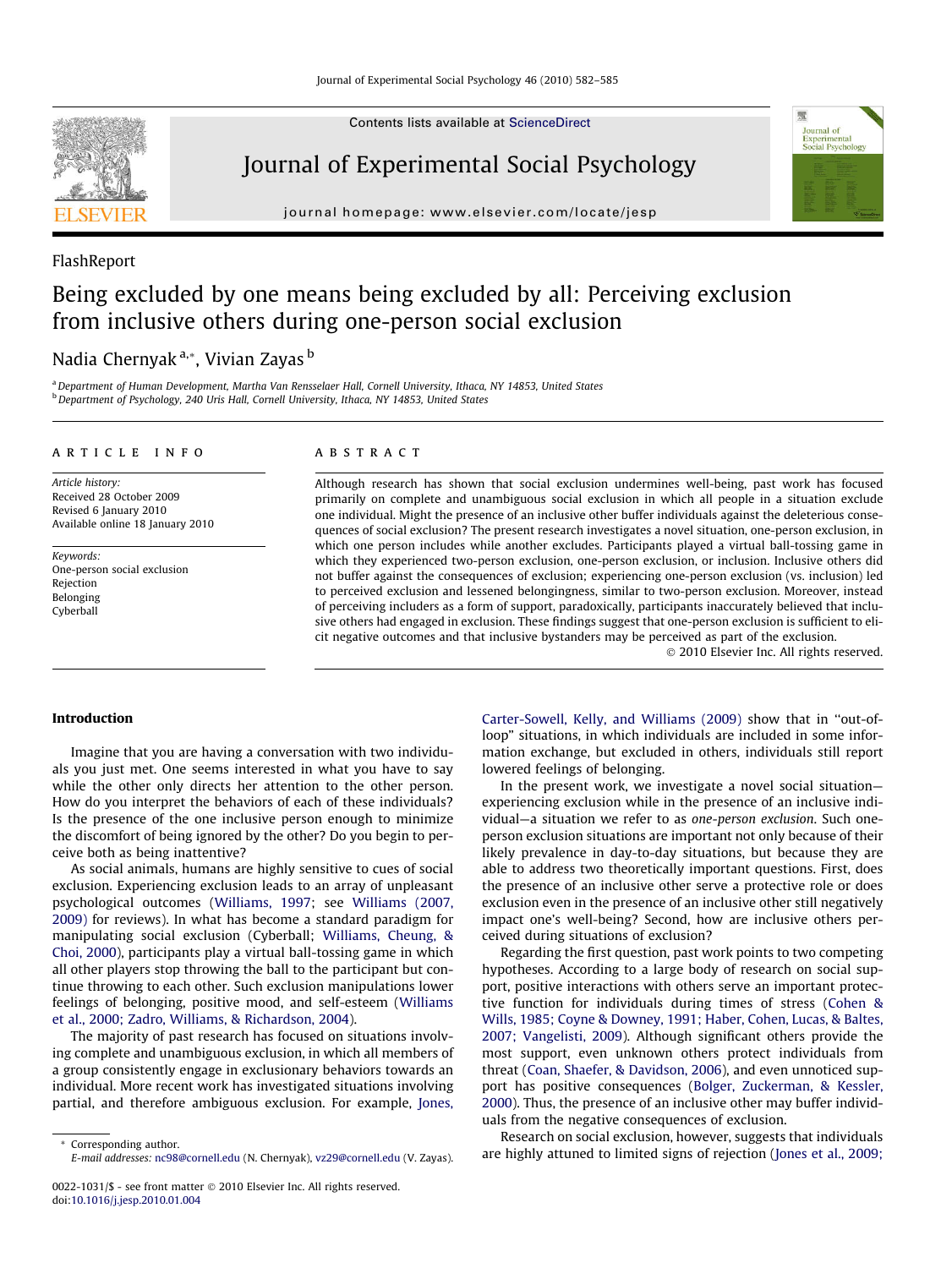Contents lists available at ScienceDirect

# Journal of Experimental Social Psychology

journal homepage: www.elsevier.com/locate/jesp

FlashReport

# Being excluded by one means being excluded by all: Perceiving exclusion from inclusive others during one-person social exclusion

Nadia Chernyak [a,*], Vivian Zayas [b]

[a] Department of Human Development, Martha Van Rensselaer Hall, Cornell University, Ithaca, NY 14853, United States
[b] Department of Psychology, 240 Uris Hall, Cornell University, Ithaca, NY 14853, United States

## ARTICLE INFO

*Article history:*
Received 28 October 2009
Revised 6 January 2010
Available online 18 January 2010

*Keywords:*
One-person social exclusion
Rejection
Belonging
Cyberball

## ABSTRACT

Although research has shown that social exclusion undermines well-being, past work has focused primarily on complete and unambiguous social exclusion in which all people in a situation exclude one individual. Might the presence of an inclusive other buffer individuals against the deleterious consequences of social exclusion? The present research investigates a novel situation, one-person exclusion, in which one person includes while another excludes. Participants played a virtual ball-tossing game in which they experienced two-person exclusion, one-person exclusion, or inclusion. Inclusive others did not buffer against the consequences of exclusion; experiencing one-person exclusion (vs. inclusion) led to perceived exclusion and lessened belongingness, similar to two-person exclusion. Moreover, instead of perceiving includers as a form of support, paradoxically, participants inaccurately believed that inclusive others had engaged in exclusion. These findings suggest that one-person exclusion is sufficient to elicit negative outcomes and that inclusive bystanders may be perceived as part of the exclusion.

© 2010 Elsevier Inc. All rights reserved.

## Introduction

Imagine that you are having a conversation with two individuals you just met. One seems interested in what you have to say while the other only directs her attention to the other person. How do you interpret the behaviors of each of these individuals? Is the presence of the one inclusive person enough to minimize the discomfort of being ignored by the other? Do you begin to perceive both as being inattentive?

As social animals, humans are highly sensitive to cues of social exclusion. Experiencing exclusion leads to an array of unpleasant psychological outcomes (Williams, 1997; see Williams (2007, 2009) for reviews). In what has become a standard paradigm for manipulating social exclusion (Cyberball; Williams, Cheung, & Choi, 2000), participants play a virtual ball-tossing game in which all other players stop throwing the ball to the participant but continue throwing to each other. Such exclusion manipulations lower feelings of belonging, positive mood, and self-esteem (Williams et al., 2000; Zadro, Williams, & Richardson, 2004).

The majority of past research has focused on situations involving complete and unambiguous exclusion, in which all members of a group consistently engage in exclusionary behaviors towards an individual. More recent work has investigated situations involving partial, and therefore ambiguous exclusion. For example, Jones, Carter-Sowell, Kelly, and Williams (2009) show that in "out-of-loop" situations, in which individuals are included in some information exchange, but excluded in others, individuals still report lowered feelings of belonging.

In the present work, we investigate a novel social situation—experiencing exclusion while in the presence of an inclusive individual—a situation we refer to as *one-person exclusion*. Such one-person exclusion situations are important not only because of their likely prevalence in day-to-day situations, but because they are able to address two theoretically important questions. First, does the presence of an inclusive other serve a protective role or does exclusion even in the presence of an inclusive other still negatively impact one's well-being? Second, how are inclusive others perceived during situations of exclusion?

Regarding the first question, past work points to two competing hypotheses. According to a large body of research on social support, positive interactions with others serve an important protective function for individuals during times of stress (Cohen & Wills, 1985; Coyne & Downey, 1991; Haber, Cohen, Lucas, & Baltes, 2007; Vangelisti, 2009). Although significant others provide the most support, even unknown others protect individuals from threat (Coan, Shaefer, & Davidson, 2006), and even unnoticed support has positive consequences (Bolger, Zuckerman, & Kessler, 2000). Thus, the presence of an inclusive other may buffer individuals from the negative consequences of exclusion.

Research on social exclusion, however, suggests that individuals are highly attuned to limited signs of rejection (Jones et al., 2009;

\* Corresponding author.
E-mail addresses: nc98@cornell.edu (N. Chernyak), vz29@cornell.edu (V. Zayas).

0022-1031/$ - see front matter © 2010 Elsevier Inc. All rights reserved.
doi:10.1016/j.jesp.2010.01.004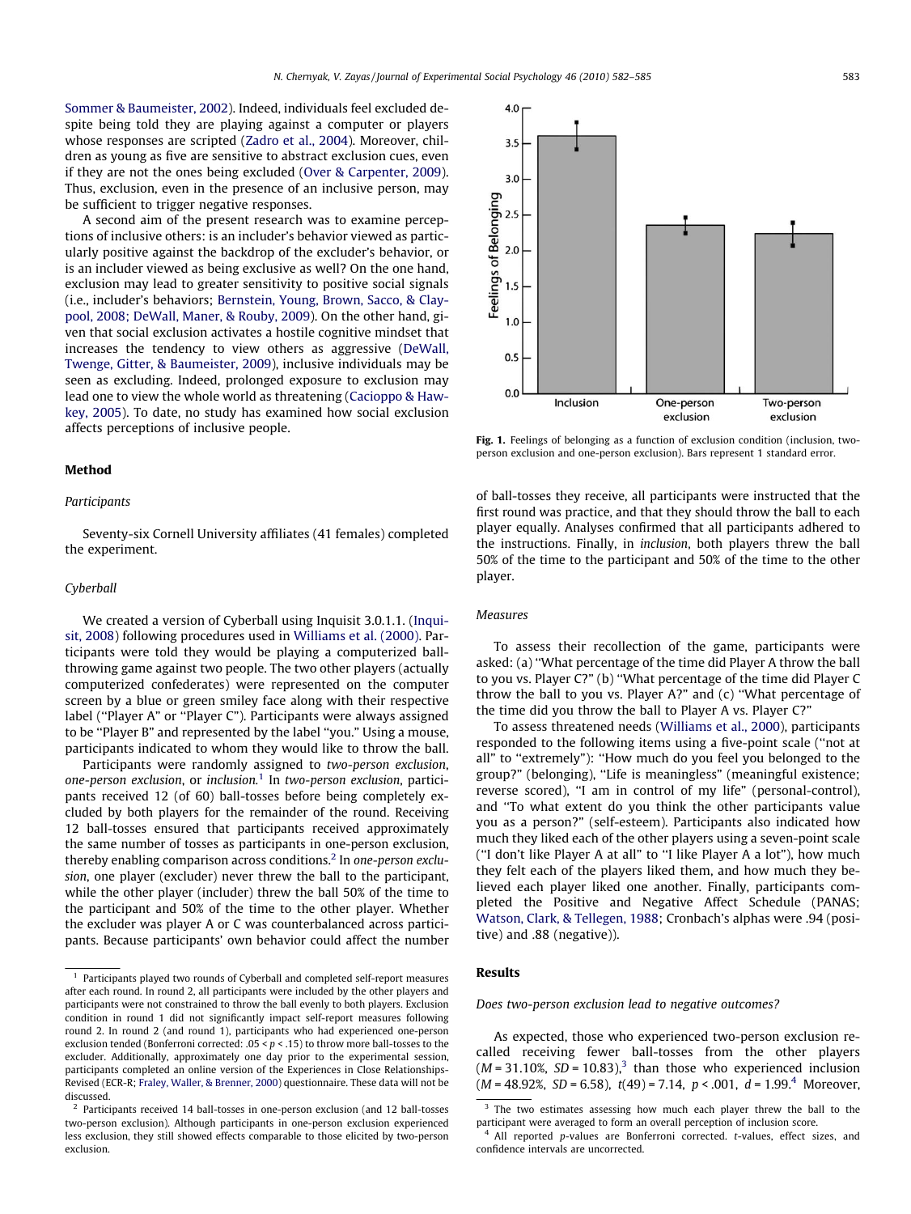Sommer & Baumeister, 2002). Indeed, individuals feel excluded despite being told they are playing against a computer or players whose responses are scripted (Zadro et al., 2004). Moreover, children as young as five are sensitive to abstract exclusion cues, even if they are not the ones being excluded (Over & Carpenter, 2009). Thus, exclusion, even in the presence of an inclusive person, may be sufficient to trigger negative responses.

A second aim of the present research was to examine perceptions of inclusive others: is an includer's behavior viewed as particularly positive against the backdrop of the excluder's behavior, or is an includer viewed as being exclusive as well? On the one hand, exclusion may lead to greater sensitivity to positive social signals (i.e., includer's behaviors; Bernstein, Young, Brown, Sacco, & Claypool, 2008; DeWall, Maner, & Rouby, 2009). On the other hand, given that social exclusion activates a hostile cognitive mindset that increases the tendency to view others as aggressive (DeWall, Twenge, Gitter, & Baumeister, 2009), inclusive individuals may be seen as excluding. Indeed, prolonged exposure to exclusion may lead one to view the whole world as threatening (Cacioppo & Hawkey, 2005). To date, no study has examined how social exclusion affects perceptions of inclusive people.

**Fig. 1.** Feelings of belonging as a function of exclusion condition (inclusion, two-person exclusion and one-person exclusion). Bars represent 1 standard error.

## Method

### Participants

Seventy-six Cornell University affiliates (41 females) completed the experiment.

### Cyberball

We created a version of Cyberball using Inquisit 3.0.1.1. (Inquisit, 2008) following procedures used in Williams et al. (2000). Participants were told they would be playing a computerized ball-throwing game against two people. The two other players (actually computerized confederates) were represented on the computer screen by a blue or green smiley face along with their respective label ("Player A" or "Player C"). Participants were always assigned to be "Player B" and represented by the label "you." Using a mouse, participants indicated to whom they would like to throw the ball.

Participants were randomly assigned to *two-person exclusion*, *one-person exclusion*, or *inclusion*.[1] In *two-person exclusion*, participants received 12 (of 60) ball-tosses before being completely excluded by both players for the remainder of the round. Receiving 12 ball-tosses ensured that participants received approximately the same number of tosses as participants in one-person exclusion, thereby enabling comparison across conditions.[2] In *one-person exclusion*, one player (excluder) never threw the ball to the participant, while the other player (includer) threw the ball 50% of the time to the participant and 50% of the time to the other player. Whether the excluder was player A or C was counterbalanced across participants. Because participants' own behavior could affect the number of ball-tosses they receive, all participants were instructed that the first round was practice, and that they should throw the ball to each player equally. Analyses confirmed that all participants adhered to the instructions. Finally, in *inclusion*, both players threw the ball 50% of the time to the participant and 50% of the time to the other player.

### Measures

To assess their recollection of the game, participants were asked: (a) "What percentage of the time did Player A throw the ball to you vs. Player C?" (b) "What percentage of the time did Player C throw the ball to you vs. Player A?" and (c) "What percentage of the time did you throw the ball to Player A vs. Player C?"

To assess threatened needs (Williams et al., 2000), participants responded to the following items using a five-point scale ("not at all" to "extremely"): "How much do you feel you belonged to the group?" (belonging), "Life is meaningless" (meaningful existence; reverse scored), "I am in control of my life" (personal-control), and "To what extent do you think the other participants value you as a person?" (self-esteem). Participants also indicated how much they liked each of the other players using a seven-point scale ("I don't like Player A at all" to "I like Player A a lot"), how much they felt each of the players liked them, and how much they believed each player liked one another. Finally, participants completed the Positive and Negative Affect Schedule (PANAS; Watson, Clark, & Tellegen, 1988; Cronbach's alphas were .94 (positive) and .88 (negative)).

## Results

### Does two-person exclusion lead to negative outcomes?

As expected, those who experienced two-person exclusion recalled receiving fewer ball-tosses from the other players ($M = 31.10\%$, $SD = 10.83$),[3] than those who experienced inclusion ($M = 48.92\%$, $SD = 6.58$), $t(49) = 7.14$, $p < .001$, $d = 1.99$.[4] Moreover,

---

[1] Participants played two rounds of Cyberball and completed self-report measures after each round. In round 2, all participants were included by the other players and participants were not constrained to throw the ball evenly to both players. Exclusion condition in round 1 did not significantly impact self-report measures following round 2. In round 2 (and round 1), participants who had experienced one-person exclusion tended (Bonferroni corrected: $.05 < p < .15$) to throw more ball-tosses to the excluder. Additionally, approximately one day prior to the experimental session, participants completed an online version of the Experiences in Close Relationships-Revised (ECR-R; Fraley, Waller, & Brenner, 2000) questionnaire. These data will not be discussed.

[2] Participants received 14 ball-tosses in one-person exclusion (and 12 ball-tosses two-person exclusion). Although participants in one-person exclusion experienced less exclusion, they still showed effects comparable to those elicited by two-person exclusion.

[3] The two estimates assessing how much each player threw the ball to the participant were averaged to form an overall perception of inclusion score.

[4] All reported *p*-values are Bonferroni corrected. *t*-values, effect sizes, and confidence intervals are uncorrected.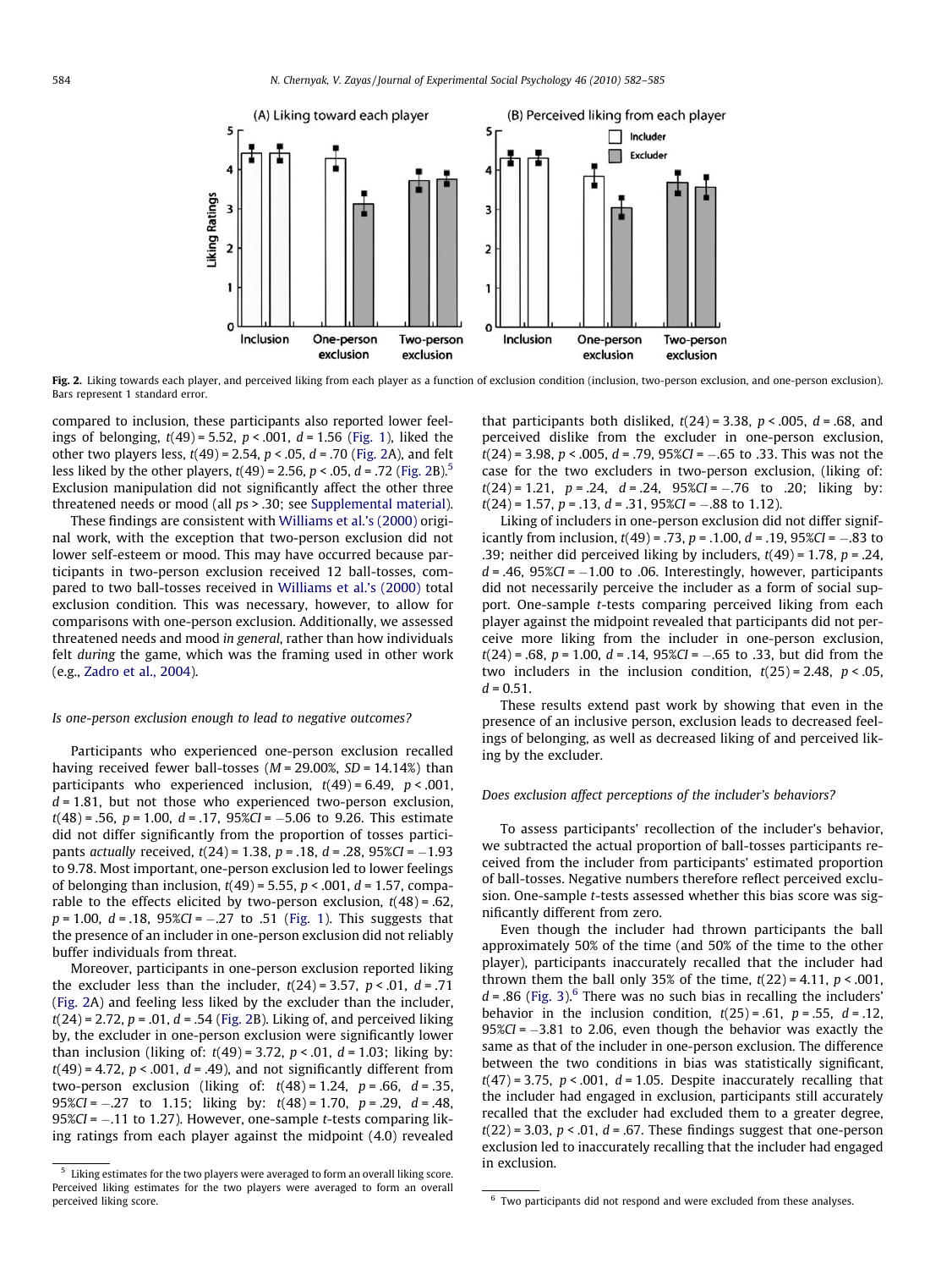Fig. 2. Liking towards each player, and perceived liking from each player as a function of exclusion condition (inclusion, two-person exclusion, and one-person exclusion). Bars represent 1 standard error.

compared to inclusion, these participants also reported lower feelings of belonging, $t(49) = 5.52$, $p < .001$, $d = 1.56$ (Fig. 1), liked the other two players less, $t(49) = 2.54$, $p < .05$, $d = .70$ (Fig. 2A), and felt less liked by the other players, $t(49) = 2.56$, $p < .05$, $d = .72$ (Fig. 2B).[5] Exclusion manipulation did not significantly affect the other three threatened needs or mood (all $ps > .30$; see Supplemental material).

These findings are consistent with Williams et al.'s (2000) original work, with the exception that two-person exclusion did not lower self-esteem or mood. This may have occurred because participants in two-person exclusion received 12 ball-tosses, compared to two ball-tosses received in Williams et al.'s (2000) total exclusion condition. This was necessary, however, to allow for comparisons with one-person exclusion. Additionally, we assessed threatened needs and mood *in general*, rather than how individuals felt *during* the game, which was the framing used in other work (e.g., Zadro et al., 2004).

### *Is one-person exclusion enough to lead to negative outcomes?*

Participants who experienced one-person exclusion recalled having received fewer ball-tosses ($M = 29.00\%$, $SD = 14.14\%$) than participants who experienced inclusion, $t(49) = 6.49$, $p < .001$, $d = 1.81$, but not those who experienced two-person exclusion, $t(48) = .56$, $p = 1.00$, $d = .17$, 95%*CI* = −5.06 to 9.26. This estimate did not differ significantly from the proportion of tosses participants *actually* received, $t(24) = 1.38$, $p = .18$, $d = .28$, 95%*CI* = −1.93 to 9.78. Most important, one-person exclusion led to lower feelings of belonging than inclusion, $t(49) = 5.55$, $p < .001$, $d = 1.57$, comparable to the effects elicited by two-person exclusion, $t(48) = .62$, $p = 1.00$, $d = .18$, 95%*CI* = −.27 to .51 (Fig. 1). This suggests that the presence of an includer in one-person exclusion did not reliably buffer individuals from threat.

Moreover, participants in one-person exclusion reported liking the excluder less than the includer, $t(24) = 3.57$, $p < .01$, $d = .71$ (Fig. 2A) and feeling less liked by the excluder than the includer, $t(24) = 2.72$, $p = .01$, $d = .54$ (Fig. 2B). Liking of, and perceived liking by, the excluder in one-person exclusion were significantly lower than inclusion (liking of: $t(49) = 3.72$, $p < .01$, $d = 1.03$; liking by: $t(49) = 4.72$, $p < .001$, $d = .49$), and not significantly different from two-person exclusion (liking of: $t(48) = 1.24$, $p = .66$, $d = .35$, 95%*CI* = −.27 to 1.15; liking by: $t(48) = 1.70$, $p = .29$, $d = .48$, 95%*CI* = −.11 to 1.27). However, one-sample *t*-tests comparing liking ratings from each player against the midpoint (4.0) revealed that participants both disliked, $t(24) = 3.38$, $p < .005$, $d = .68$, and perceived dislike from the excluder in one-person exclusion, $t(24) = 3.98$, $p < .005$, $d = .79$, 95%*CI* = −.65 to .33. This was not the case for the two excluders in two-person exclusion, (liking of: $t(24) = 1.21$, $p = .24$, $d = .24$, 95%*CI* = −.76 to .20; liking by: $t(24) = 1.57$, $p = .13$, $d = .31$, 95%*CI* = −.88 to 1.12).

Liking of includers in one-person exclusion did not differ significantly from inclusion, $t(49) = .73$, $p = 1.00$, $d = .19$, 95%*CI* = −.83 to .39; neither did perceived liking by includers, $t(49) = 1.78$, $p = .24$, $d = .46$, 95%*CI* = −1.00 to .06. Interestingly, however, participants did not necessarily perceive the includer as a form of social support. One-sample *t*-tests comparing perceived liking from each player against the midpoint revealed that participants did not perceive more liking from the includer in one-person exclusion, $t(24) = .68$, $p = 1.00$, $d = .14$, 95%*CI* = −.65 to .33, but did from the two includers in the inclusion condition, $t(25) = 2.48$, $p < .05$, $d = 0.51$.

These results extend past work by showing that even in the presence of an inclusive person, exclusion leads to decreased feelings of belonging, as well as decreased liking of and perceived liking by the excluder.

### *Does exclusion affect perceptions of the includer's behaviors?*

To assess participants' recollection of the includer's behavior, we subtracted the actual proportion of ball-tosses participants received from the includer from participants' estimated proportion of ball-tosses. Negative numbers therefore reflect perceived exclusion. One-sample *t*-tests assessed whether this bias score was significantly different from zero.

Even though the includer had thrown participants the ball approximately 50% of the time (and 50% of the time to the other player), participants inaccurately recalled that the includer had thrown them the ball only 35% of the time, $t(22) = 4.11$, $p < .001$, $d = .86$ (Fig. 3).[6] There was no such bias in recalling the includers' behavior in the inclusion condition, $t(25) = .61$, $p = .55$, $d = .12$, 95%*CI* = −3.81 to 2.06, even though the behavior was exactly the same as that of the includer in one-person exclusion. The difference between the two conditions in bias was statistically significant, $t(47) = 3.75$, $p < .001$, $d = 1.05$. Despite inaccurately recalling that the includer had engaged in exclusion, participants still accurately recalled that the excluder had excluded them to a greater degree, $t(22) = 3.03$, $p < .01$, $d = .67$. These findings suggest that one-person exclusion led to inaccurately recalling that the includer had engaged in exclusion.

[5] Liking estimates for the two players were averaged to form an overall liking score. Perceived liking estimates for the two players were averaged to form an overall perceived liking score.

[6] Two participants did not respond and were excluded from these analyses.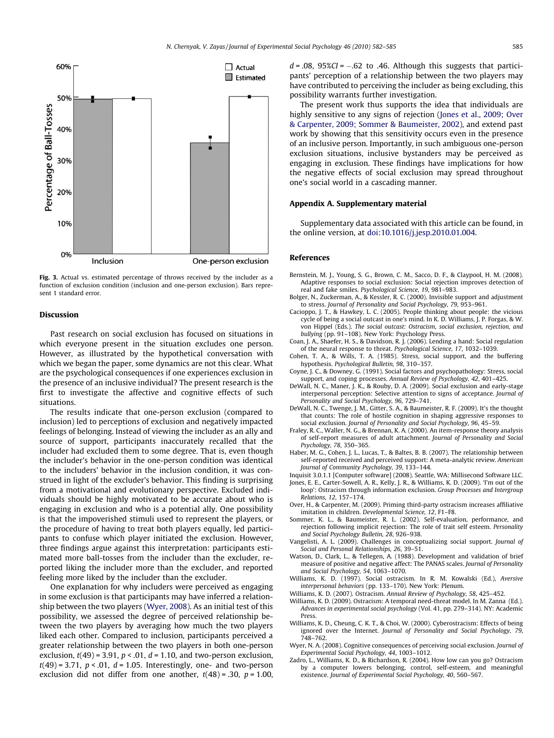60%

50%

40%

30%

20%

10%

0%

Percentage of Ball-Tosses

Actual

Estimated

Inclusion

One-person exclusion

**Fig. 3.** Actual vs. estimated percentage of throws received by the includer as a function of exclusion condition (inclusion and one-person exclusion). Bars represent 1 standard error.

## Discussion

Past research on social exclusion has focused on situations in which everyone present in the situation excludes one person. However, as illustrated by the hypothetical conversation with which we began the paper, some dynamics are not this clear. What are the psychological consequences if one experiences exclusion in the presence of an inclusive individual? The present research is the first to investigate the affective and cognitive effects of such situations.

The results indicate that one-person exclusion (compared to inclusion) led to perceptions of exclusion and negatively impacted feelings of belonging. Instead of viewing the includer as an ally and source of support, participants inaccurately recalled that the includer had excluded them to some degree. That is, even though the includer's behavior in the one-person condition was identical to the includers' behavior in the inclusion condition, it was construed in light of the excluder's behavior. This finding is surprising from a motivational and evolutionary perspective. Excluded individuals should be highly motivated to be accurate about who is engaging in exclusion and who is a potential ally. One possibility is that the impoverished stimuli used to represent the players, or the procedure of having to treat both players equally, led participants to confuse which player initiated the exclusion. However, three findings argue against this interpretation: participants estimated more ball-tosses from the includer than the excluder, reported liking the includer more than the excluder, and reported feeling more liked by the includer than the excluder.

One explanation for why includers were perceived as engaging in some exclusion is that participants may have inferred a relationship between the two players (Wyer, 2008). As an initial test of this possibility, we assessed the degree of perceived relationship between the two players by averaging how much the two players liked each other. Compared to inclusion, participants perceived a greater relationship between the two players in both one-person exclusion, $t(49) = 3.91$, $p < .01$, $d = 1.10$, and two-person exclusion, $t(49) = 3.71$, $p < .01$, $d = 1.05$. Interestingly, one- and two-person exclusion did not differ from one another, $t(48) = .30$, $p = 1.00$, $d = .08$, 95%$CI = -.62$ to $.46$. Although this suggests that participants' perception of a relationship between the two players may have contributed to perceiving the includer as being excluding, this possibility warrants further investigation.

The present work thus supports the idea that individuals are highly sensitive to any signs of rejection (Jones et al., 2009; Over & Carpenter, 2009; Sommer & Baumeister, 2002), and extend past work by showing that this sensitivity occurs even in the presence of an inclusive person. Importantly, in such ambiguous one-person exclusion situations, inclusive bystanders may be perceived as engaging in exclusion. These findings have implications for how the negative effects of social exclusion may spread throughout one's social world in a cascading manner.

## Appendix A. Supplementary material

Supplementary data associated with this article can be found, in the online version, at doi:10.1016/j.jesp.2010.01.004.

## References

Bernstein, M. J., Young, S. G., Brown, C. M., Sacco, D. F., & Claypool, H. M. (2008). Adaptive responses to social exclusion: Social rejection improves detection of real and fake smiles. *Psychological Science, 19*, 981–983.

Bolger, N., Zuckerman, A., & Kessler, R. C. (2000). Invisible support and adjustment to stress. *Journal of Personality and Social Psychology, 79*, 953–961.

Cacioppo, J. T., & Hawkey, L. C. (2005). People thinking about people: the vicious cycle of being a social outcast in one's mind. In K. D. Williams, J. P. Forgas, & W. von Hippel (Eds.). *The social outcast: Ostracism, social exclusion, rejection, and bullying* (pp. 91–108). New York: Psychology Press.

Coan, J. A., Shaefer, H. S., & Davidson, R. J. (2006). Lending a hand: Social regulation of the neural response to threat. *Psychological Science, 17*, 1032–1039.

Cohen, T. A., & Wills, T. A. (1985). Stress, social support, and the buffering hypothesis. *Psychological Bulletin, 98*, 310–357.

Coyne, J. C., & Downey, G. (1991). Social factors and psychopathology: Stress, social support, and coping processes. *Annual Review of Psychology, 42*, 401–425.

DeWall, N. C., Maner, J. K., & Rouby, D. A. (2009). Social exclusion and early-stage interpersonal perception: Selective attention to signs of acceptance. *Journal of Personality and Social Psychology, 96*, 729–741.

DeWall, N. C., Twenge, J. M., Gitter, S. A., & Baumeister, R. F. (2009). It's the thought that counts: The role of hostile cognition in shaping aggressive responses to social exclusion. *Journal of Personality and Social Psychology, 96*, 45–59.

Fraley, R. C., Waller, N. G., & Brennan, K. A. (2000). An item-response theory analysis of self-report measures of adult attachment. *Journal of Personality and Social Psychology, 78*, 350–365.

Haber, M. G., Cohen, J. L., Lucas, T., & Baltes, B. B. (2007). The relationship between self-reported received and perceived support: A meta-analytic review. *American Journal of Community Psychology, 39*, 133–144.

Inquisit 3.0.1.1 [Computer software] (2008). Seattle, WA: Millisecond Software LLC.

Jones, E. E., Carter-Sowell, A. R., Kelly, J. R., & Williams, K. D. (2009). 'I'm out of the loop': Ostracism through information exclusion. *Group Processes and Intergroup Relations, 12*, 157–174.

Over, H., & Carpenter, M. (2009). Priming third-party ostracism increases affiliative imitation in children. *Developmental Science, 12*, F1–F8.

Sommer, K. L., & Baumeister, R. L. (2002). Self-evaluation, performance, and rejection following implicit rejection: The role of trait self esteem. *Personality and Social Psychology Bulletin, 28*, 926–938.

Vangelisti, A. L. (2009). Challenges in conceptualizing social support. *Journal of Social and Personal Relationships, 26*, 39–51.

Watson, D., Clark, L., & Tellegen, A. (1988). Development and validation of brief measure of positive and negative affect: The PANAS scales. *Journal of Personality and Social Psychology, 54*, 1063–1070.

Williams, K. D. (1997). Social ostracism. In R. M. Kowalski (Ed.), *Aversive interpersonal behaviors* (pp. 133–170). New York: Plenum.

Williams, K. D. (2007). Ostracism. *Annual Review of Psychology, 58*, 425–452.

Williams, K. D. (2009). Ostracism: A temporal need-threat model. In M. Zanna (Ed.). *Advances in experimental social psychology* (Vol. 41, pp. 279–314). NY: Academic Press.

Williams, K. D., Cheung, C. K. T., & Choi, W. (2000). Cyberostracism: Effects of being ignored over the Internet. *Journal of Personality and Social Psychology, 79*, 748–762.

Wyer, N. A. (2008). Cognitive consequences of perceiving social exclusion. *Journal of Experimental Social Psychology, 44*, 1003–1012.

Zadro, L., Williams, K. D., & Richardson, R. (2004). How low can you go? Ostracism by a computer lowers belonging, control, self-esteem, and meaningful existence. *Journal of Experimental Social Psychology, 40*, 560–567.